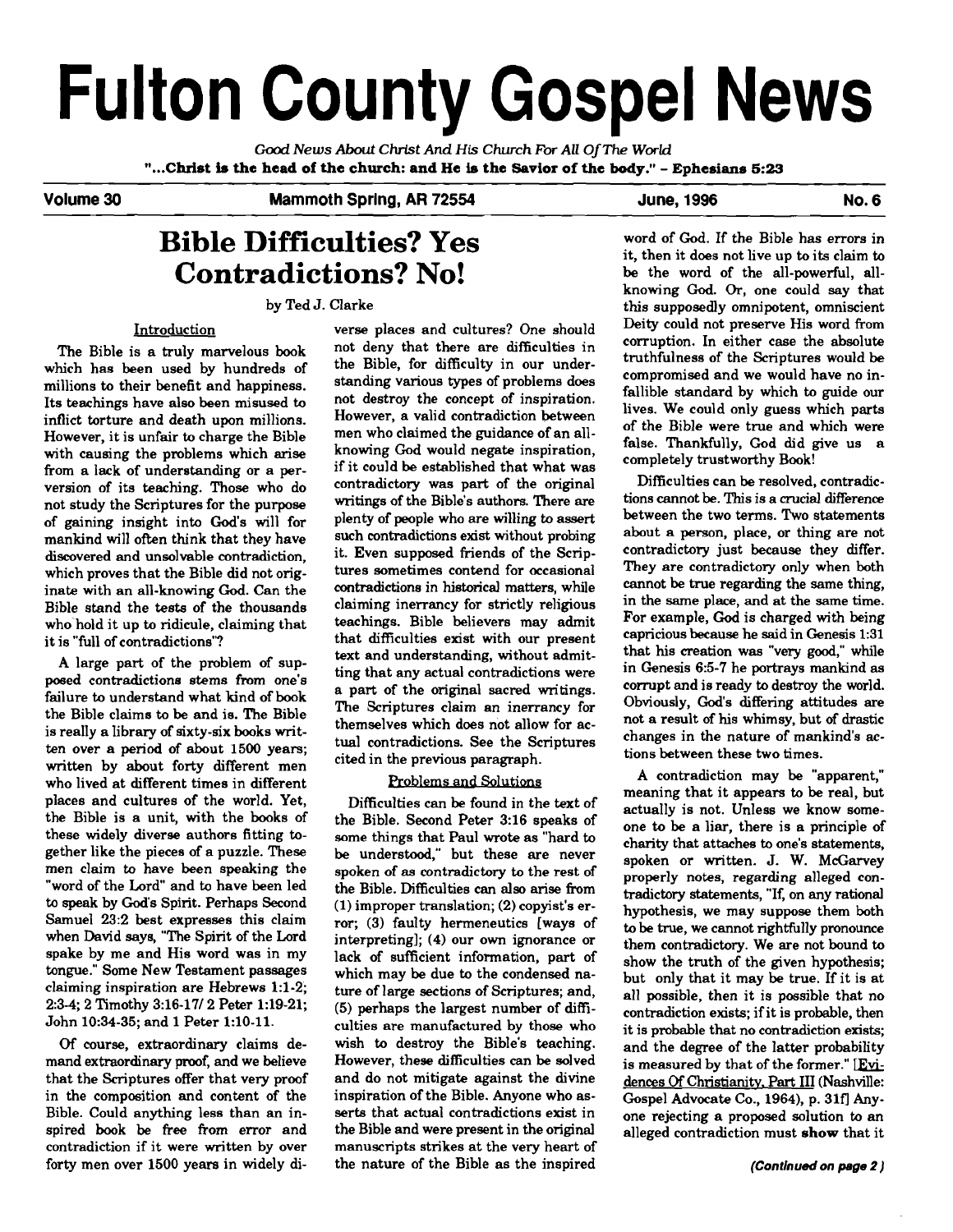# Fulton County Gospel News

*Good News About Christ And His Church For All Of The World*

**"...Christ is the head of the church: and He is the Savior of the body." - Ephesians 5:23**

**Volume 30 — Mammoth Spring, AR 72554 — June, 1996 — No. 6**

## Bible Difficulties? Yes Contradictions? No!

by Ted J. Clarke

### Introduction

The Bible is a truly marvelous book which has been used by hundreds of millions to their benefit and happiness. Its teachings have also been misused to inflict torture and death upon millions. However, it is unfair to charge the Bible with causing the problems which arise from a lack of understanding or a perversion of its teaching. Those who do not study the Scriptures for the purpose of gaining insight into God's will for mankind will often think that they have discovered and unsolvable contradiction, which proves that the Bible did not originate with an all-knowing God. Can the Bible stand the tests of the thousands who hold it up to ridicule, claiming that it is "full of contradictions"?

A large part of the problem of supposed contradictions stems from one's failure to understand what kind of book the Bible claims to be and is. The Bible is really a library of sixty-six books written over a period of about 1500 years; written by about forty different men who lived at different times in different places and cultures of the world. Yet, the Bible is a unit, with the books of these widely diverse authors fitting together like the pieces of a puzzle. These men claim to have been speaking the "word of the Lord" and to have been led to speak by God's Spirit. Perhaps Second Samuel 23:2 best expresses this claim when David says, "The Spirit of the Lord spake by me and His word was in my tongue." Some New Testament passages claiming inspiration are Hebrews 1:1-2; 2:3-4; 2 Timothy 3:16-17/ 2 Peter 1:19-21; John 10:34-35; and 1 Peter 1:10-11.

Of course, extraordinary claims demand extraordinary proof, and we believe that the Scriptures offer that very proof in the composition and content of the Bible. Could anything less than an inspired book be free from error and contradiction if it were written by over forty men over 1500 years in widely diverse places and cultures? One should not deny that there are difficulties in the Bible, for difficulty in our understanding various types of problems does not destroy the concept of inspiration. However, a valid contradiction between men who claimed the guidance of an all-knowing God would negate inspiration, if it could be established that what was contradictory was part of the original writings of the Bible's authors. There are plenty of people who are willing to assert such contradictions exist without probing it. Even supposed friends of the Scriptures sometimes contend for occasional contradictions in historical matters, while claiming inerrancy for strictly religious teachings. Bible believers may admit that difficulties exist with our present text and understanding, without admitting that any actual contradictions were a part of the original sacred writings. The Scriptures claim an inerrancy for themselves which does not allow for actual contradictions. See the Scriptures cited in the previous paragraph.

### Problems and Solutions

Difficulties can be found in the text of the Bible. Second Peter 3:16 speaks of some things that Paul wrote as "hard to be understood," but these are never spoken of as contradictory to the rest of the Bible. Difficulties can also arise from (1) improper translation; (2) copyist's error; (3) faulty hermeneutics [ways of interpreting]; (4) our own ignorance or lack of sufficient information, part of which may be due to the condensed nature of large sections of Scriptures; and, (5) perhaps the largest number of difficulties are manufactured by those who wish to destroy the Bible's teaching. However, these difficulties can be solved and do not mitigate against the divine inspiration of the Bible. Anyone who asserts that actual contradictions exist in the Bible and were present in the original manuscripts strikes at the very heart of the nature of the Bible as the inspired word of God. If the Bible has errors in it, then it does not live up to its claim to be the word of the all-powerful, all-knowing God. Or, one could say that this supposedly omnipotent, omniscient Deity could not preserve His word from corruption. In either case the absolute truthfulness of the Scriptures would be compromised and we would have no infallible standard by which to guide our lives. We could only guess which parts of the Bible were true and which were false. Thankfully, God did give us a completely trustworthy Book!

Difficulties can be resolved, contradictions cannot be. This is a crucial difference between the two terms. Two statements about a person, place, or thing are not contradictory just because they differ. They are contradictory only when both cannot be true regarding the same thing, in the same place, and at the same time. For example, God is charged with being capricious because he said in Genesis 1:31 that his creation was "very good," while in Genesis 6:5-7 he portrays mankind as corrupt and is ready to destroy the world. Obviously, God's differing attitudes are not a result of his whimsy, but of drastic changes in the nature of mankind's actions between these two times.

A contradiction may be "apparent," meaning that it appears to be real, but actually is not. Unless we know someone to be a liar, there is a principle of charity that attaches to one's statements, spoken or written. J. W. McGarvey properly notes, regarding alleged contradictory statements, "If, on any rational hypothesis, we may suppose them both to be true, we cannot rightfully pronounce them contradictory. We are not bound to show the truth of the given hypothesis; but only that it may be true. If it is at all possible, then it is possible that no contradiction exists; if it is probable, then it is probable that no contradiction exists; and the degree of the latter probability is measured by that of the former." [Evidences Of Christianity, Part III (Nashville: Gospel Advocate Co., 1964), p. 31f] Anyone rejecting a proposed solution to an alleged contradiction must **show** that it

***(Continued on page 2)***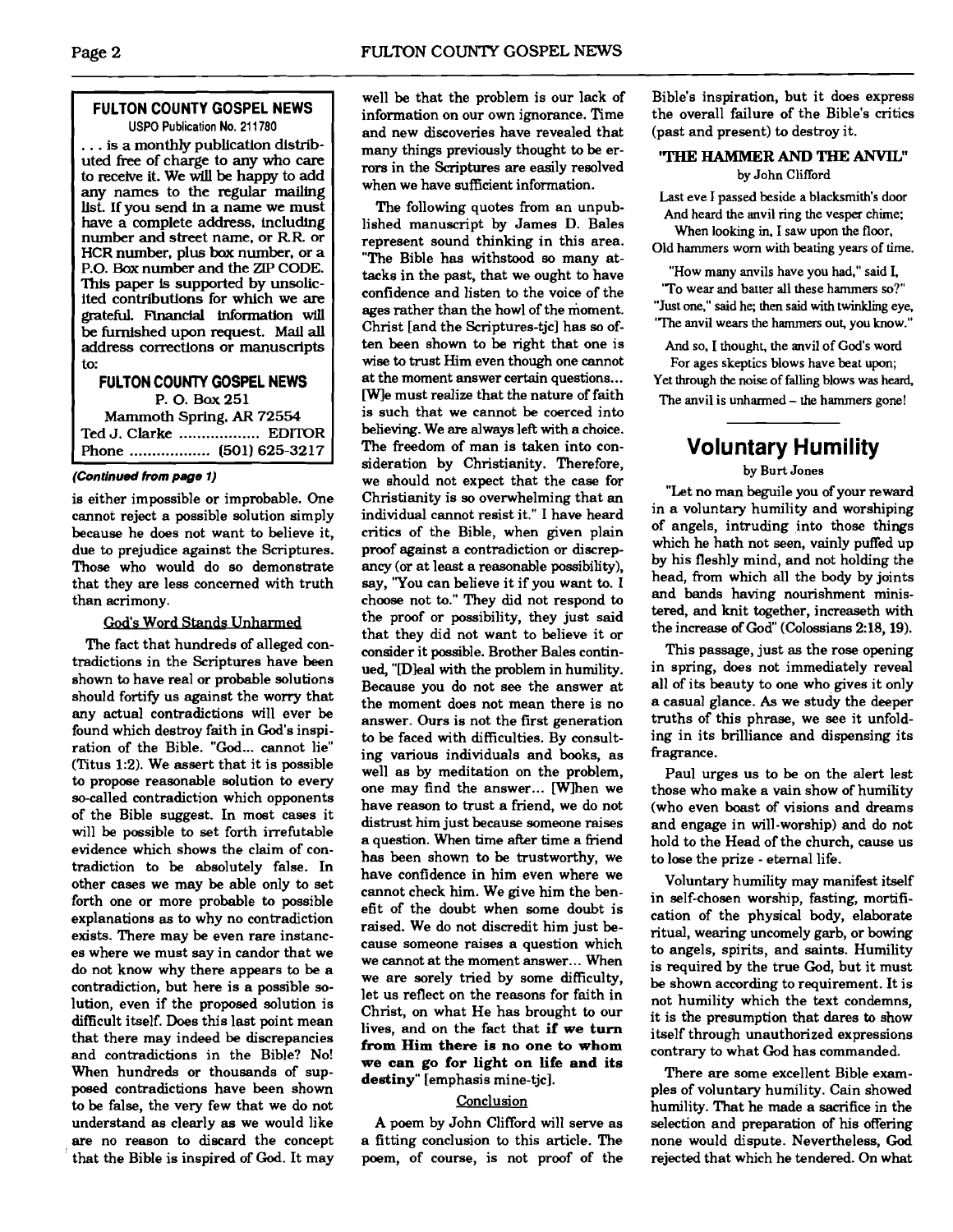**FULTON COUNTY GOSPEL NEWS**
USPO Publication No. 211780

. . . is a monthly publication distributed free of charge to any who care to receive it. We will be happy to add any names to the regular mailing list. If you send in a name we must have a complete address, including number and street name, or R.R. or HCR number, plus box number, or a P.O. Box number and the ZIP CODE. This paper is supported by unsolicited contributions for which we are grateful. Financial information will be furnished upon request. Mail all address corrections or manuscripts to:

**FULTON COUNTY GOSPEL NEWS**
P. O. Box 251
Mammoth Spring, AR 72554
Ted J. Clarke .................. EDITOR
Phone .................. (501) 625-3217

***(Continued from page 1)***

is either impossible or improbable. One cannot reject a possible solution simply because he does not want to believe it, due to prejudice against the Scriptures. Those who would do so demonstrate that they are less concerned with truth than acrimony.

## God's Word Stands Unharmed

The fact that hundreds of alleged contradictions in the Scriptures have been shown to have real or probable solutions should fortify us against the worry that any actual contradictions will ever be found which destroy faith in God's inspiration of the Bible. "God... cannot lie" (Titus 1:2). We assert that it is possible to propose reasonable solution to every so-called contradiction which opponents of the Bible suggest. In most cases it will be possible to set forth irrefutable evidence which shows the claim of contradiction to be absolutely false. In other cases we may be able only to set forth one or more probable to possible explanations as to why no contradiction exists. There may be even rare instances where we must say in candor that we do not know why there appears to be a contradiction, but here is a possible solution, even if the proposed solution is difficult itself. Does this last point mean that there may indeed be discrepancies and contradictions in the Bible? No! When hundreds or thousands of supposed contradictions have been shown to be false, the very few that we do not understand as clearly as we would like are no reason to discard the concept that the Bible is inspired of God. It may well be that the problem is our lack of information on our own ignorance. Time and new discoveries have revealed that many things previously thought to be errors in the Scriptures are easily resolved when we have sufficient information.

The following quotes from an unpublished manuscript by James D. Bales represent sound thinking in this area. "The Bible has withstood so many attacks in the past, that we ought to have confidence and listen to the voice of the ages rather than the howl of the moment. Christ [and the Scriptures-tjc] has so often been shown to be right that one is wise to trust Him even though one cannot at the moment answer certain questions... [W]e must realize that the nature of faith is such that we cannot be coerced into believing. We are always left with a choice. The freedom of man is taken into consideration by Christianity. Therefore, we should not expect that the case for Christianity is so overwhelming that an individual cannot resist it." I have heard critics of the Bible, when given plain proof against a contradiction or discrepancy (or at least a reasonable possibility), say, "You can believe it if you want to. I choose not to." They did not respond to the proof or possibility, they just said that they did not want to believe it or consider it possible. Brother Bales continued, "[D]eal with the problem in humility. Because you do not see the answer at the moment does not mean there is no answer. Ours is not the first generation to be faced with difficulties. By consulting various individuals and books, as well as by meditation on the problem, one may find the answer... [W]hen we have reason to trust a friend, we do not distrust him just because someone raises a question. When time after time a friend has been shown to be trustworthy, we have confidence in him even where we cannot check him. We give him the benefit of the doubt when some doubt is raised. We do not discredit him just because someone raises a question which we cannot at the moment answer... When we are sorely tried by some difficulty, let us reflect on the reasons for faith in Christ, on what He has brought to our lives, and on the fact that **if we turn from Him there is no one to whom we can go for light on life and its destiny**" [emphasis mine-tjc].

## Conclusion

A poem by John Clifford will serve as a fitting conclusion to this article. The poem, of course, is not proof of the Bible's inspiration, but it does express the overall failure of the Bible's critics (past and present) to destroy it.

### "THE HAMMER AND THE ANVIL"
by John Clifford

Last eve I passed beside a blacksmith's door
And heard the anvil ring the vesper chime;
When looking in, I saw upon the floor,
Old hammers worn with beating years of time.

"How many anvils have you had," said I,
"To wear and batter all these hammers so?"
"Just one," said he; then said with twinkling eye,
"The anvil wears the hammers out, you know."

And so, I thought, the anvil of God's word
For ages skeptics blows have beat upon;
Yet through the noise of falling blows was heard,
The anvil is unharmed – the hammers gone!

# Voluntary Humility
by Burt Jones

"Let no man beguile you of your reward in a voluntary humility and worshiping of angels, intruding into those things which he hath not seen, vainly puffed up by his fleshly mind, and not holding the head, from which all the body by joints and bands having nourishment ministered, and knit together, increaseth with the increase of God" (Colossians 2:18, 19).

This passage, just as the rose opening in spring, does not immediately reveal all of its beauty to one who gives it only a casual glance. As we study the deeper truths of this phrase, we see it unfolding in its brilliance and dispensing its fragrance.

Paul urges us to be on the alert lest those who make a vain show of humility (who even boast of visions and dreams and engage in will-worship) and do not hold to the Head of the church, cause us to lose the prize - eternal life.

Voluntary humility may manifest itself in self-chosen worship, fasting, mortification of the physical body, elaborate ritual, wearing uncomely garb, or bowing to angels, spirits, and saints. Humility is required by the true God, but it must be shown according to requirement. It is not humility which the text condemns, it is the presumption that dares to show itself through unauthorized expressions contrary to what God has commanded.

There are some excellent Bible examples of voluntary humility. Cain showed humility. That he made a sacrifice in the selection and preparation of his offering none would dispute. Nevertheless, God rejected that which he tendered. On what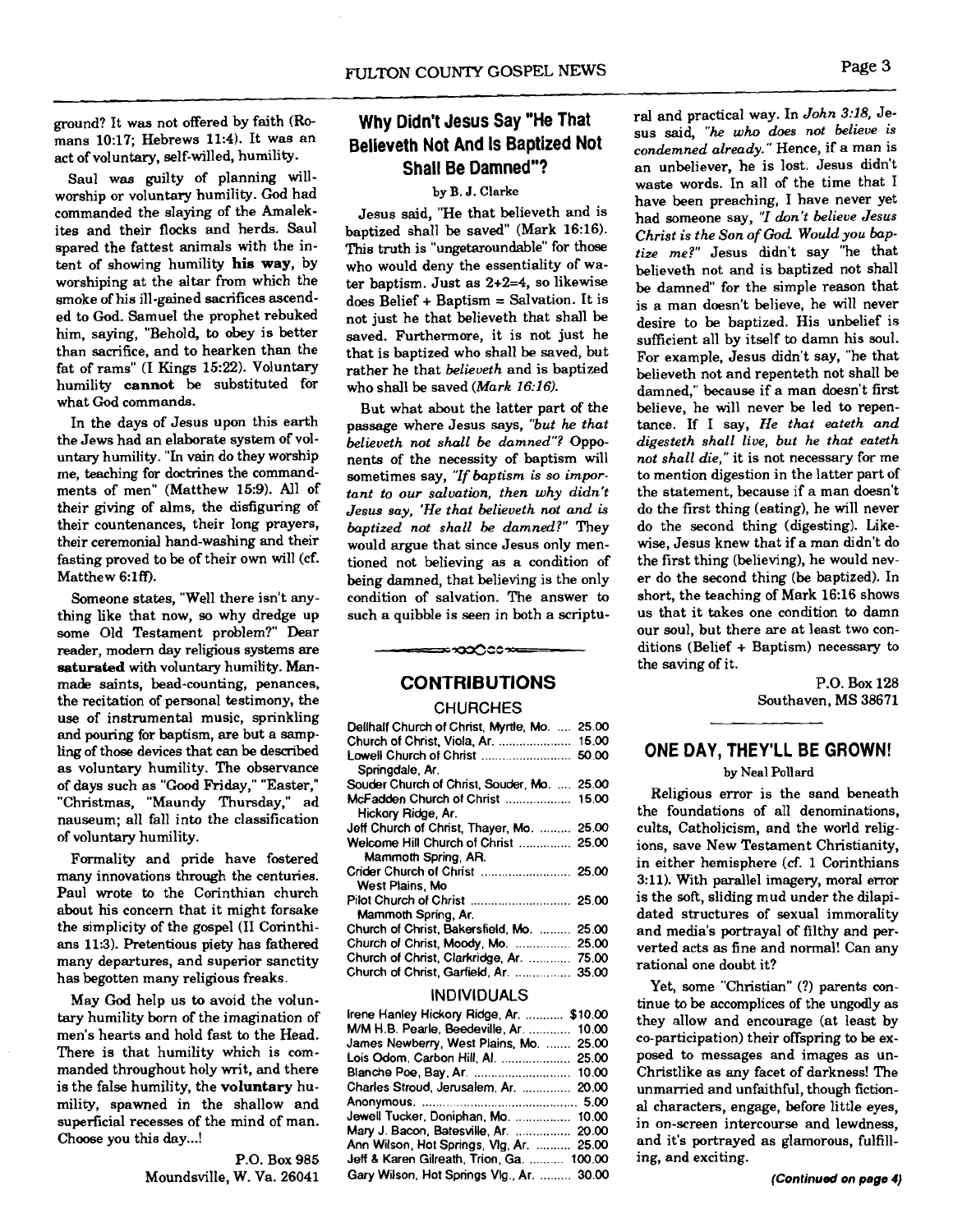ground? It was not offered by faith (Romans 10:17; Hebrews 11:4). It was an act of voluntary, self-willed, humility.

Saul was guilty of planning will-worship or voluntary humility. God had commanded the slaying of the Amalekites and their flocks and herds. Saul spared the fattest animals with the intent of showing humility **his way**, by worshiping at the altar from which the smoke of his ill-gained sacrifices ascended to God. Samuel the prophet rebuked him, saying, "Behold, to obey is better than sacrifice, and to hearken than the fat of rams" (I Kings 15:22). Voluntary humility **cannot** be substituted for what God commands.

In the days of Jesus upon this earth the Jews had an elaborate system of voluntary humility. "In vain do they worship me, teaching for doctrines the commandments of men" (Matthew 15:9). All of their giving of alms, the disfiguring of their countenances, their long prayers, their ceremonial hand-washing and their fasting proved to be of their own will (cf. Matthew 6:1ff).

Someone states, "Well there isn't anything like that now, so why dredge up some Old Testament problem?" Dear reader, modern day religious systems are **saturated** with voluntary humility. Man-made saints, bead-counting, penances, the recitation of personal testimony, the use of instrumental music, sprinkling and pouring for baptism, are but a sampling of those devices that can be described as voluntary humility. The observance of days such as "Good Friday," "Easter," "Christmas, "Maundy Thursday," ad nauseum; all fall into the classification of voluntary humility.

Formality and pride have fostered many innovations through the centuries. Paul wrote to the Corinthian church about his concern that it might forsake the simplicity of the gospel (II Corinthians 11:3). Pretentious piety has fathered many departures, and superior sanctity has begotten many religious freaks.

May God help us to avoid the voluntary humility born of the imagination of men's hearts and hold fast to the Head. There is that humility which is commanded throughout holy writ, and there is the false humility, the **voluntary** humility, spawned in the shallow and superficial recesses of the mind of man. Choose you this day...!

P.O. Box 985
Moundsville, W. Va. 26041

## Why Didn't Jesus Say "He That Believeth Not And Is Baptized Not Shall Be Damned"?

by B. J. Clarke

Jesus said, "He that believeth and is baptized shall be saved" (Mark 16:16). This truth is "ungetaroundable" for those who would deny the essentiality of water baptism. Just as 2+2=4, so likewise does Belief + Baptism = Salvation. It is not just he that believeth that shall be saved. Furthermore, it is not just he that is baptized who shall be saved, but rather he that *believeth* and is baptized who shall be saved (*Mark 16:16*).

But what about the latter part of the passage where Jesus says, *"but he that believeth not shall be damned"?* Opponents of the necessity of baptism will sometimes say, *"If baptism is so important to our salvation, then why didn't Jesus say, 'He that believeth not and is baptized not shall be damned?"* They would argue that since Jesus only mentioned not believing as a condition of being damned, that believing is the only condition of salvation. The answer to such a quibble is seen in both a scriptural and practical way. In *John 3:18*, Jesus said, *"he who does not believe is condemned already."* Hence, if a man is an unbeliever, he is lost. Jesus didn't waste words. In all of the time that I have been preaching, I have never yet had someone say, *"I don't believe Jesus Christ is the Son of God. Would you baptize me?"* Jesus didn't say "he that believeth not and is baptized not shall be damned" for the simple reason that is a man doesn't believe, he will never desire to be baptized. His unbelief is sufficient all by itself to damn his soul. For example, Jesus didn't say, "he that believeth not and repenteth not shall be damned," because if a man doesn't first believe, he will never be led to repentance. If I say, *He that eateth and digesteth shall live, but he that eateth not shall die,"* it is not necessary for me to mention digestion in the latter part of the statement, because if a man doesn't do the first thing (eating), he will never do the second thing (digesting). Likewise, Jesus knew that if a man didn't do the first thing (believing), he would never do the second thing (be baptized). In short, the teaching of Mark 16:16 shows us that it takes one condition to damn our soul, but there are at least two conditions (Belief + Baptism) necessary to the saving of it.

P.O. Box 128
Southaven, MS 38671

## CONTRIBUTIONS

### CHURCHES

| | |
|---|---|
| Dellhalf Church of Christ, Myrtle, Mo. | 25.00 |
| Church of Christ, Viola, Ar. | 15.00 |
| Lowell Church of Christ Springdale, Ar. | 50.00 |
| Souder Church of Christ, Souder, Mo. | 25.00 |
| McFadden Church of Christ Hickory Ridge, Ar. | 15.00 |
| Jeff Church of Christ, Thayer, Mo. | 25.00 |
| Welcome Hill Church of Christ Mammoth Spring, AR. | 25.00 |
| Crider Church of Christ West Plains, Mo | 25.00 |
| Pilot Church of Christ Mammoth Spring, Ar. | 25.00 |
| Church of Christ, Bakersfield, Mo. | 25.00 |
| Church of Christ, Moody, Mo. | 25.00 |
| Church of Christ, Clarkridge, Ar. | 75.00 |
| Church of Christ, Garfield, Ar. | 35.00 |

### INDIVIDUALS

| | |
|---|---|
| Irene Hanley Hickory Ridge, Ar. | $10.00 |
| M/M H.B. Pearle, Beedeville, Ar. | 10.00 |
| James Newberry, West Plains, Mo. | 25.00 |
| Lois Odom, Carbon Hill, Al. | 25.00 |
| Blanche Poe, Bay, Ar. | 10.00 |
| Charles Stroud, Jerusalem, Ar. | 20.00 |
| Anonymous. | 5.00 |
| Jewell Tucker, Doniphan, Mo. | 10.00 |
| Mary J. Bacon, Batesville, Ar. | 20.00 |
| Ann Wilson, Hot Springs, Vlg, Ar. | 25.00 |
| Jeff & Karen Gilreath, Trion, Ga. | 100.00 |
| Gary Wilson, Hot Springs Vlg., Ar. | 30.00 |

## ONE DAY, THEY'LL BE GROWN!

by Neal Pollard

Religious error is the sand beneath the foundations of all denominations, cults, Catholicism, and the world religions, save New Testament Christianity, in either hemisphere (cf. 1 Corinthians 3:11). With parallel imagery, moral error is the soft, sliding mud under the dilapidated structures of sexual immorality and media's portrayal of filthy and perverted acts as fine and normal! Can any rational one doubt it?

Yet, some "Christian" (?) parents continue to be accomplices of the ungodly as they allow and encourage (at least by co-participation) their offspring to be exposed to messages and images as un-Christlike as any facet of darkness! The unmarried and unfaithful, though fictional characters, engage, before little eyes, in on-screen intercourse and lewdness, and it's portrayed as glamorous, fulfilling, and exciting.

***(Continued on page 4)***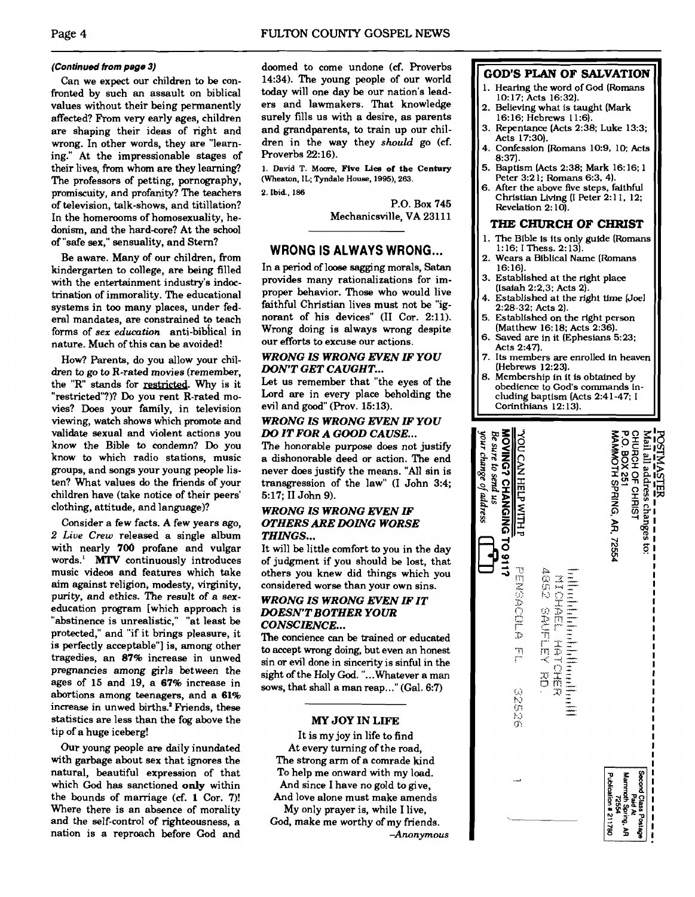*(Continued from page 3)*

Can we expect our children to be confronted by such an assault on biblical values without their being permanently affected? From very early ages, children are shaping their ideas of right and wrong. In other words, they are "learning." At the impressionable stages of their lives, from whom are they learning? The professors of petting, pornography, promiscuity, and profanity? The teachers of television, talk-shows, and titillation? In the homerooms of homosexuality, hedonism, and the hard-core? At the school of "safe sex," sensuality, and Stern?

Be aware. Many of our children, from kindergarten to college, are being filled with the entertainment industry's indoctrination of immorality. The educational systems in too many places, under federal mandates, are constrained to teach forms of *sex education* anti-biblical in nature. Much of this can be avoided!

How? Parents, do you allow your children to go to R-rated movies (remember, the "R" stands for restricted. Why is it "restricted"?)? Do you rent R-rated movies? Does your family, in television viewing, watch shows which promote and validate sexual and violent actions you know the Bible to condemn? Do you know to which radio stations, music groups, and songs your young people listen? What values do the friends of your children have (take notice of their peers' clothing, attitude, and language)?

Consider a few facts. A few years ago, *2 Live Crew* released a single album with nearly **700** profane and vulgar words.[1] **MTV** continuously introduces music videos and features which take aim against religion, modesty, virginity, purity, and ethics. The result of a sex-education program [which approach is "abstinence is unrealistic," "at least be protected," and "if it brings pleasure, it is perfectly acceptable"] is, among other tragedies, an **87%** increase in unwed pregnancies among girls between the ages of 15 and 19, a **67%** increase in abortions among teenagers, and a **61%** increase in unwed births.[2] Friends, these statistics are less than the fog above the tip of a huge iceberg!

Our young people are daily inundated with garbage about sex that ignores the natural, beautiful expression of that which God has sanctioned **only** within the bounds of marriage (cf. 1 Cor. 7)! Where there is an absence of morality and the self-control of righteousness, a nation is a reproach before God and doomed to come undone (cf. Proverbs 14:34). The young people of our world today will one day be our nation's leaders and lawmakers. That knowledge surely fills us with a desire, as parents and grandparents, to train up our children in the way they *should* go (cf. Proverbs 22:16).

1. David T. Moore, **Five Lies of the Century** (Wheaton, IL; Tyndale House, 1995), 263.
2. Ibid., 186

P.O. Box 745
Mechanicsville, VA 23111

## WRONG IS ALWAYS WRONG...

In a period of loose sagging morals, Satan provides many rationalizations for improper behavior. Those who would live faithful Christian lives must not be "ignorant of his devices" (II Cor. 2:11). Wrong doing is always wrong despite our efforts to excuse our actions.

### *WRONG IS WRONG EVEN IF YOU DON'T GET CAUGHT...*

Let us remember that "the eyes of the Lord are in every place beholding the evil and good" (Prov. 15:13).

### *WRONG IS WRONG EVEN IF YOU DO IT FOR A GOOD CAUSE...*

The honorable purpose does not justify a dishonorable deed or action. The end never does justify the means. "All sin is transgression of the law" (I John 3:4; 5:17; II John 9).

### *WRONG IS WRONG EVEN IF OTHERS ARE DOING WORSE THINGS...*

It will be little comfort to you in the day of judgment if you should be lost, that others you knew did things which you considered worse than your own sins.

### *WRONG IS WRONG EVEN IF IT DOESN'T BOTHER YOUR CONSCIENCE...*

The concience can be trained or educated to accept wrong doing, but even an honest sin or evil done in sincerity is sinful in the sight of the Holy God. "...Whatever a man sows, that shall a man reap..." (Gal. 6:7)

### MY JOY IN LIFE

It is my joy in life to find
At every turning of the road,
The strong arm of a comrade kind
To help me onward with my load.
And since I have no gold to give,
And love alone must make amends
My only prayer is, while I live,
God, make me worthy of my friends.

*–Anonymous*

## GOD'S PLAN OF SALVATION

1. Hearing the word of God (Romans 10:17; Acts 16:32).
2. Believing what is taught (Mark 16:16; Hebrews 11:6).
3. Repentance (Acts 2:38; Luke 13:3; Acts 17:30).
4. Confession (Romans 10:9, 10; Acts 8:37).
5. Baptism (Acts 2:38; Mark 16:16; 1 Peter 3:21; Romans 6:3, 4).
6. After the above five steps, faithful Christian Living (I Peter 2:11, 12; Revelation 2:10).

## THE CHURCH OF CHRIST

1. The Bible is its only guide (Romans 1:16; I Thess. 2:13).
2. Wears a Biblical Name (Romans 16:16).
3. Established at the right place (Isaiah 2:2,3; Acts 2).
4. Established at the right time (Joel 2:28-32; Acts 2).
5. Established on the right person (Matthew 16:18; Acts 2:36).
6. Saved are in it (Ephesians 5:23; Acts 2:47).
7. Its members are enrolled in heaven (Hebrews 12:23).
8. Membership in it is obtained by obedience to God's commands including baptism (Acts 2:41-47; I Corinthians 12:13).

POSTMASTER
Mail all address changes to:
CHURCH OF CHRIST
P.O. BOX 251
MAMMOTH SPRING, AR. 72554

Second Class Postage Paid At Mammoth Spring, AR 72554
Publication # 211780

MICHAEL HATCHER
4852 SAUFLEY RD.
PENSACOLA FL 32526

YOU CAN HELP WITH P
**MOVING? CHANGING TO 911?**
*Be sure to send us your change of address*